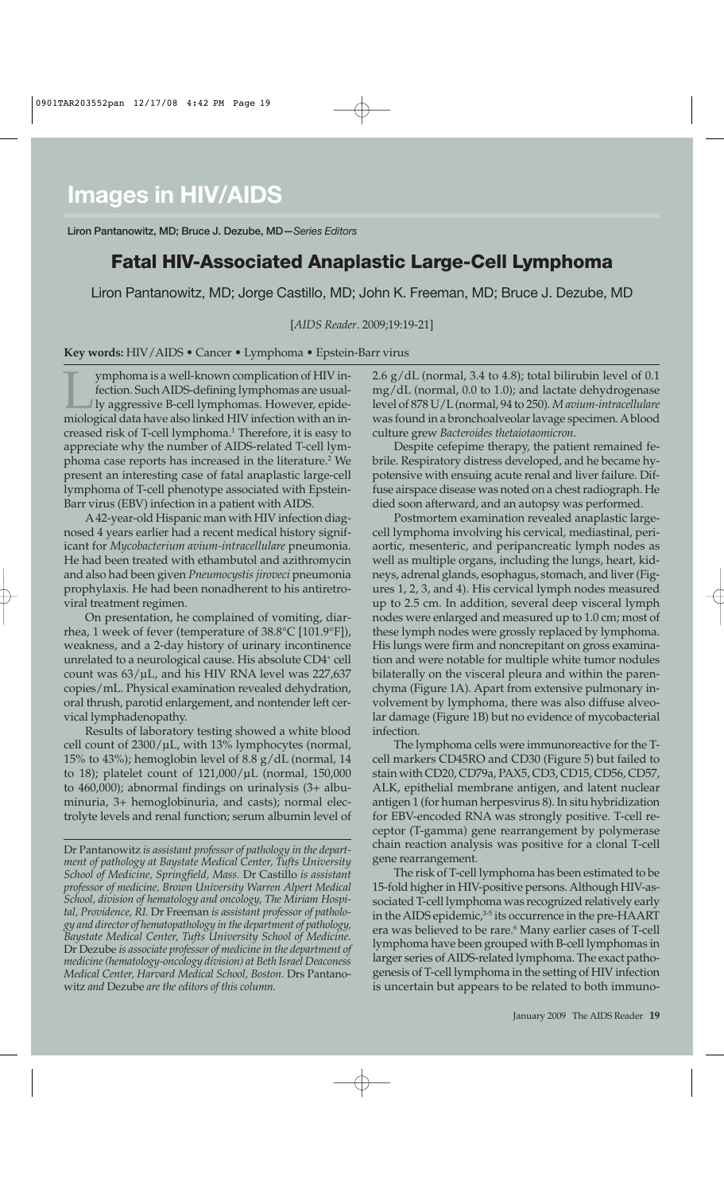# Images in HIV/AIDS

Liron Pantanowitz, MD; Bruce J. Dezube, MD—*Series Editors*

## Fatal HIV-Associated Anaplastic Large-Cell Lymphoma

Liron Pantanowitz, MD; Jorge Castillo, MD; John K. Freeman, MD; Bruce J. Dezube, MD

[*AIDS Reader*. 2009;19:19-21]

**Key words:** HIV/AIDS • Cancer • Lymphoma • Epstein-Barr virus

Lymphoma is a well-known complication of HIV infection. Such AIDS-defining lymphomas are usually aggressive B-cell lymphomas. However, epidemiological data have also linked HIV infection with an increased risk of T-cell lymphoma.[1] Therefore, it is easy to appreciate why the number of AIDS-related T-cell lymphoma case reports has increased in the literature.[2] We present an interesting case of fatal anaplastic large-cell lymphoma of T-cell phenotype associated with Epstein-Barr virus (EBV) infection in a patient with AIDS.

A 42-year-old Hispanic man with HIV infection diagnosed 4 years earlier had a recent medical history significant for *Mycobacterium avium-intracellulare* pneumonia. He had been treated with ethambutol and azithromycin and also had been given *Pneumocystis jiroveci* pneumonia prophylaxis. He had been nonadherent to his antiretroviral treatment regimen.

On presentation, he complained of vomiting, diarrhea, 1 week of fever (temperature of 38.8°C [101.9°F]), weakness, and a 2-day history of urinary incontinence unrelated to a neurological cause. His absolute CD4$^+$ cell count was 63/µL, and his HIV RNA level was 227,637 copies/mL. Physical examination revealed dehydration, oral thrush, parotid enlargement, and nontender left cervical lymphadenopathy.

Results of laboratory testing showed a white blood cell count of 2300/µL, with 13% lymphocytes (normal, 15% to 43%); hemoglobin level of 8.8 g/dL (normal, 14 to 18); platelet count of 121,000/µL (normal, 150,000 to 460,000); abnormal findings on urinalysis (3+ albuminuria, 3+ hemoglobinuria, and casts); normal electrolyte levels and renal function; serum albumin level of 2.6 g/dL (normal, 3.4 to 4.8); total bilirubin level of 0.1 mg/dL (normal, 0.0 to 1.0); and lactate dehydrogenase level of 878 U/L (normal, 94 to 250). *M avium-intracellulare* was found in a bronchoalveolar lavage specimen. A blood culture grew *Bacteroides thetaiotaomicron*.

Despite cefepime therapy, the patient remained febrile. Respiratory distress developed, and he became hypotensive with ensuing acute renal and liver failure. Diffuse airspace disease was noted on a chest radiograph. He died soon afterward, and an autopsy was performed.

Postmortem examination revealed anaplastic large-cell lymphoma involving his cervical, mediastinal, periaortic, mesenteric, and peripancreatic lymph nodes as well as multiple organs, including the lungs, heart, kidneys, adrenal glands, esophagus, stomach, and liver (Figures 1, 2, 3, and 4). His cervical lymph nodes measured up to 2.5 cm. In addition, several deep visceral lymph nodes were enlarged and measured up to 1.0 cm; most of these lymph nodes were grossly replaced by lymphoma. His lungs were firm and noncrepitant on gross examination and were notable for multiple white tumor nodules bilaterally on the visceral pleura and within the parenchyma (Figure 1A). Apart from extensive pulmonary involvement by lymphoma, there was also diffuse alveolar damage (Figure 1B) but no evidence of mycobacterial infection.

The lymphoma cells were immunoreactive for the T-cell markers CD45RO and CD30 (Figure 5) but failed to stain with CD20, CD79a, PAX5, CD3, CD15, CD56, CD57, ALK, epithelial membrane antigen, and latent nuclear antigen 1 (for human herpesvirus 8). In situ hybridization for EBV-encoded RNA was strongly positive. T-cell receptor (T-gamma) gene rearrangement by polymerase chain reaction analysis was positive for a clonal T-cell gene rearrangement.

The risk of T-cell lymphoma has been estimated to be 15-fold higher in HIV-positive persons. Although HIV-associated T-cell lymphoma was recognized relatively early in the AIDS epidemic,[3-5] its occurrence in the pre-HAART era was believed to be rare.[6] Many earlier cases of T-cell lymphoma have been grouped with B-cell lymphomas in larger series of AIDS-related lymphoma. The exact pathogenesis of T-cell lymphoma in the setting of HIV infection is uncertain but appears to be related to both immuno-

---

Dr Pantanowitz *is assistant professor of pathology in the department of pathology at Baystate Medical Center, Tufts University School of Medicine, Springfield, Mass.* Dr Castillo *is assistant professor of medicine, Brown University Warren Alpert Medical School, division of hematology and oncology, The Miriam Hospital, Providence, RI.* Dr Freeman *is assistant professor of pathology and director of hematopathology in the department of pathology, Baystate Medical Center, Tufts University School of Medicine.* Dr Dezube *is associate professor of medicine in the department of medicine (hematology-oncology division) at Beth Israel Deaconess Medical Center, Harvard Medical School, Boston.* Drs Pantanowitz *and* Dezube *are the editors of this column.*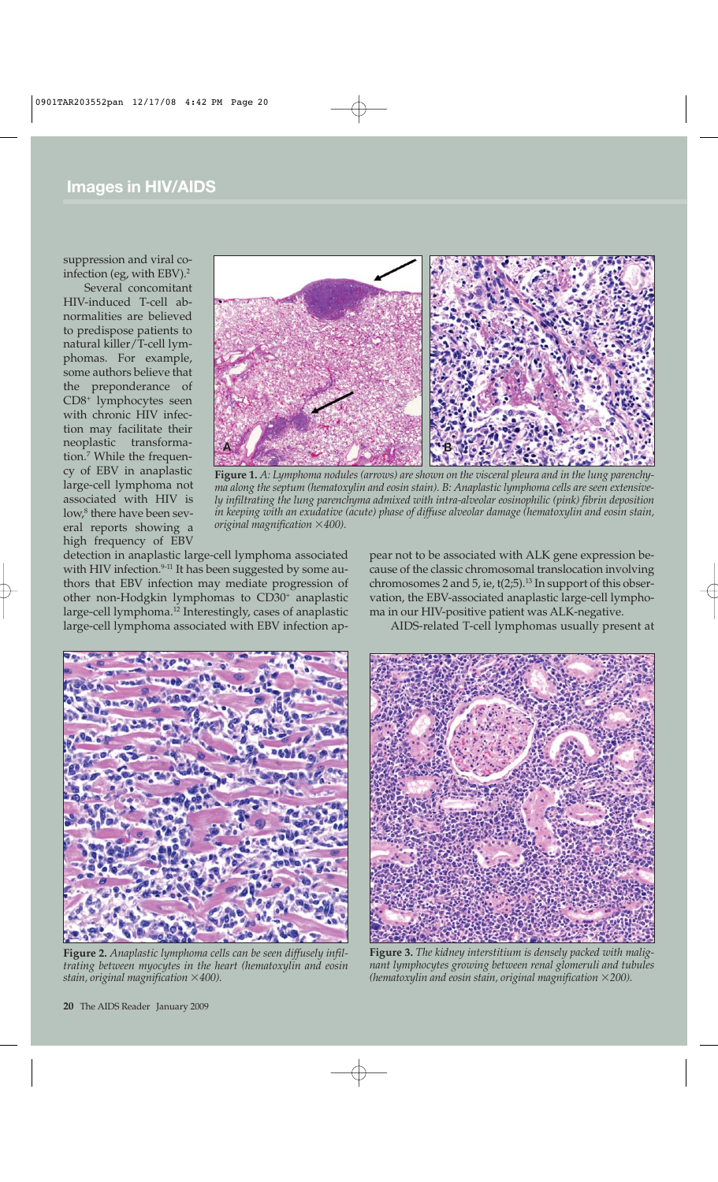## Images in HIV/AIDS

suppression and viral coinfection (eg, with EBV).[2]

Several concomitant HIV-induced T-cell abnormalities are believed to predispose patients to natural killer/T-cell lymphomas. For example, some authors believe that the preponderance of $CD8^+$ lymphocytes seen with chronic HIV infection may facilitate their neoplastic transformation.[7] While the frequency of EBV in anaplastic large-cell lymphoma not associated with HIV is low,[8] there have been several reports showing a high frequency of EBV detection in anaplastic large-cell lymphoma associated with HIV infection.[9-11] It has been suggested by some authors that EBV infection may mediate progression of other non-Hodgkin lymphomas to $CD30^+$ anaplastic large-cell lymphoma.[12] Interestingly, cases of anaplastic large-cell lymphoma associated with EBV infection appear not to be associated with ALK gene expression because of the classic chromosomal translocation involving chromosomes 2 and 5, ie, t(2;5).[13] In support of this observation, the EBV-associated anaplastic large-cell lymphoma in our HIV-positive patient was ALK-negative.

AIDS-related T-cell lymphomas usually present at

**Figure 1.** *A: Lymphoma nodules (arrows) are shown on the visceral pleura and in the lung parenchyma along the septum (hematoxylin and eosin stain). B: Anaplastic lymphoma cells are seen extensively infiltrating the lung parenchyma admixed with intra-alveolar eosinophilic (pink) fibrin deposition in keeping with an exudative (acute) phase of diffuse alveolar damage (hematoxylin and eosin stain, original magnification ×400).*

**Figure 2.** *Anaplastic lymphoma cells can be seen diffusely infiltrating between myocytes in the heart (hematoxylin and eosin stain, original magnification ×400).*

**Figure 3.** *The kidney interstitium is densely packed with malignant lymphocytes growing between renal glomeruli and tubules (hematoxylin and eosin stain, original magnification ×200).*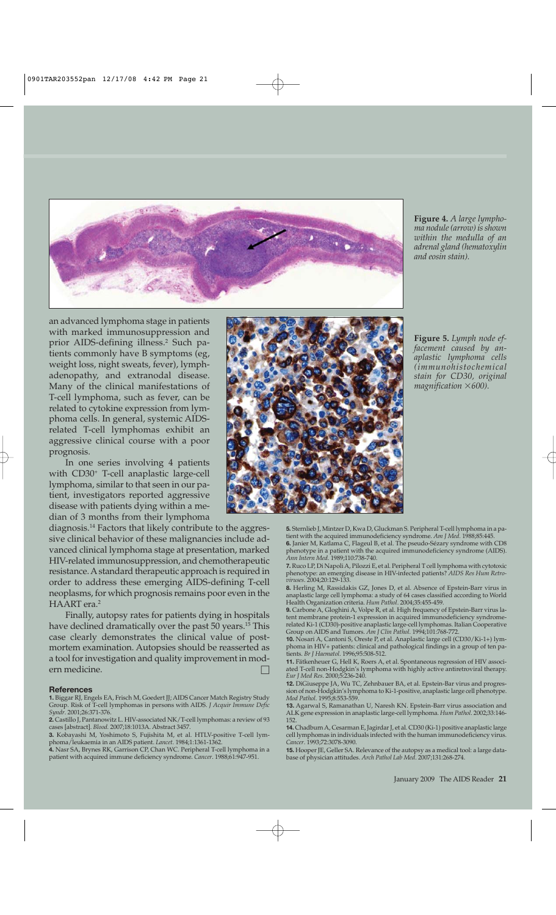**Figure 4.** *A large lymphoma nodule (arrow) is shown within the medulla of an adrenal gland (hematoxylin and eosin stain).*

an advanced lymphoma stage in patients with marked immunosuppression and prior AIDS-defining illness.[2] Such patients commonly have B symptoms (eg, weight loss, night sweats, fever), lymphadenopathy, and extranodal disease. Many of the clinical manifestations of T-cell lymphoma, such as fever, can be related to cytokine expression from lymphoma cells. In general, systemic AIDS-related T-cell lymphomas exhibit an aggressive clinical course with a poor prognosis.

In one series involving 4 patients with CD30+ T-cell anaplastic large-cell lymphoma, similar to that seen in our patient, investigators reported aggressive disease with patients dying within a median of 3 months from their lymphoma diagnosis.[14] Factors that likely contribute to the aggressive clinical behavior of these malignancies include advanced clinical lymphoma stage at presentation, marked HIV-related immunosuppression, and chemotherapeutic resistance. A standard therapeutic approach is required in order to address these emerging AIDS-defining T-cell neoplasms, for which prognosis remains poor even in the HAART era.[2]

Finally, autopsy rates for patients dying in hospitals have declined dramatically over the past 50 years.[15] This case clearly demonstrates the clinical value of postmortem examination. Autopsies should be reasserted as a tool for investigation and quality improvement in modern medicine.

**Figure 5.** *Lymph node effacement caused by anaplastic lymphoma cells (immunohistochemical stain for CD30, original magnification ×600).*

## References

**1.** Biggar RJ, Engels EA, Frisch M, Goedert JJ; AIDS Cancer Match Registry Study Group. Risk of T-cell lymphomas in persons with AIDS. *J Acquir Immune Defic Syndr*. 2001;26:371-376.

**2.** Castillo J, Pantanowitz L. HIV-associated NK/T-cell lymphomas: a review of 93 cases [abstract]. *Blood*. 2007;18:1013A. Abstract 3457.

**3.** Kobayashi M, Yoshimoto S, Fujishita M, et al. HTLV-positive T-cell lymphoma/leukaemia in an AIDS patient. *Lancet*. 1984;1:1361-1362.

**4.** Nasr SA, Brynes RK, Garrison CP, Chan WC. Peripheral T-cell lymphoma in a patient with acquired immune deficiency syndrome. *Cancer*. 1988;61:947-951.

**5.** Sternlieb J, Mintzer D, Kwa D, Gluckman S. Peripheral T-cell lymphoma in a patient with the acquired immunodeficiency syndrome. *Am J Med*. 1988;85:445.

**6.** Janier M, Katlama C, Flageul B, et al. The pseudo-Sézary syndrome with CD8 phenotype in a patient with the acquired immunodeficiency syndrome (AIDS). *Ann Intern Med*. 1989;110:738-740.

**7.** Ruco LP, Di Napoli A, Pilozzi E, et al. Peripheral T cell lymphoma with cytotoxic phenotype: an emerging disease in HIV-infected patients? *AIDS Res Hum Retroviruses*. 2004;20:129-133.

**8.** Herling M, Rassidakis GZ, Jones D, et al. Absence of Epstein-Barr virus in anaplastic large cell lymphoma: a study of 64 cases classified according to World Health Organization criteria. *Hum Pathol*. 2004;35:455-459.

**9.** Carbone A, Gloghini A, Volpe R, et al. High frequency of Epstein-Barr virus latent membrane protein-1 expression in acquired immunodeficiency syndrome-related Ki-1 (CD30)-positive anaplastic large-cell lymphomas. Italian Cooperative Group on AIDS and Tumors. *Am J Clin Pathol*. 1994;101:768-772.

**10.** Nosari A, Cantoni S, Oreste P, et al. Anaplastic large cell (CD30/Ki-1+) lymphoma in HIV+ patients: clinical and pathological findings in a group of ten patients. *Br J Hæmatol*. 1996;95:508-512.

**11.** Fätkenheuer G, Hell K, Roers A, et al. Spontaneous regression of HIV associated T-cell non-Hodgkin's lymphoma with highly active antiretroviral therapy. *Eur J Med Res*. 2000;5:236-240.

**12.** DiGiuseppe JA, Wu TC, Zehnbauer BA, et al. Epstein-Bar virus and progression of non-Hodgkin's lymphoma to Ki-1-positive, anaplastic large cell phenotype. *Mod Pathol*. 1995;8:553-559.

**13.** Agarwal S, Ramanathan U, Naresh KN. Epstein-Barr virus association and ALK gene expression in anaplastic large-cell lymphoma. *Hum Pathol*. 2002;33:146-152.

**14.** Chadburn A, Cesarman E, Jagirdar J, et al. CD30 (Ki-1) positive anaplastic large cell lymphomas in individuals infected with the human immunodeficiency virus. *Cancer*. 1993;72:3078-3090.

**15.** Hooper JE, Geller SA. Relevance of the autopsy as a medical tool: a large database of physician attitudes. *Arch Pathol Lab Med*. 2007;131:268-274.